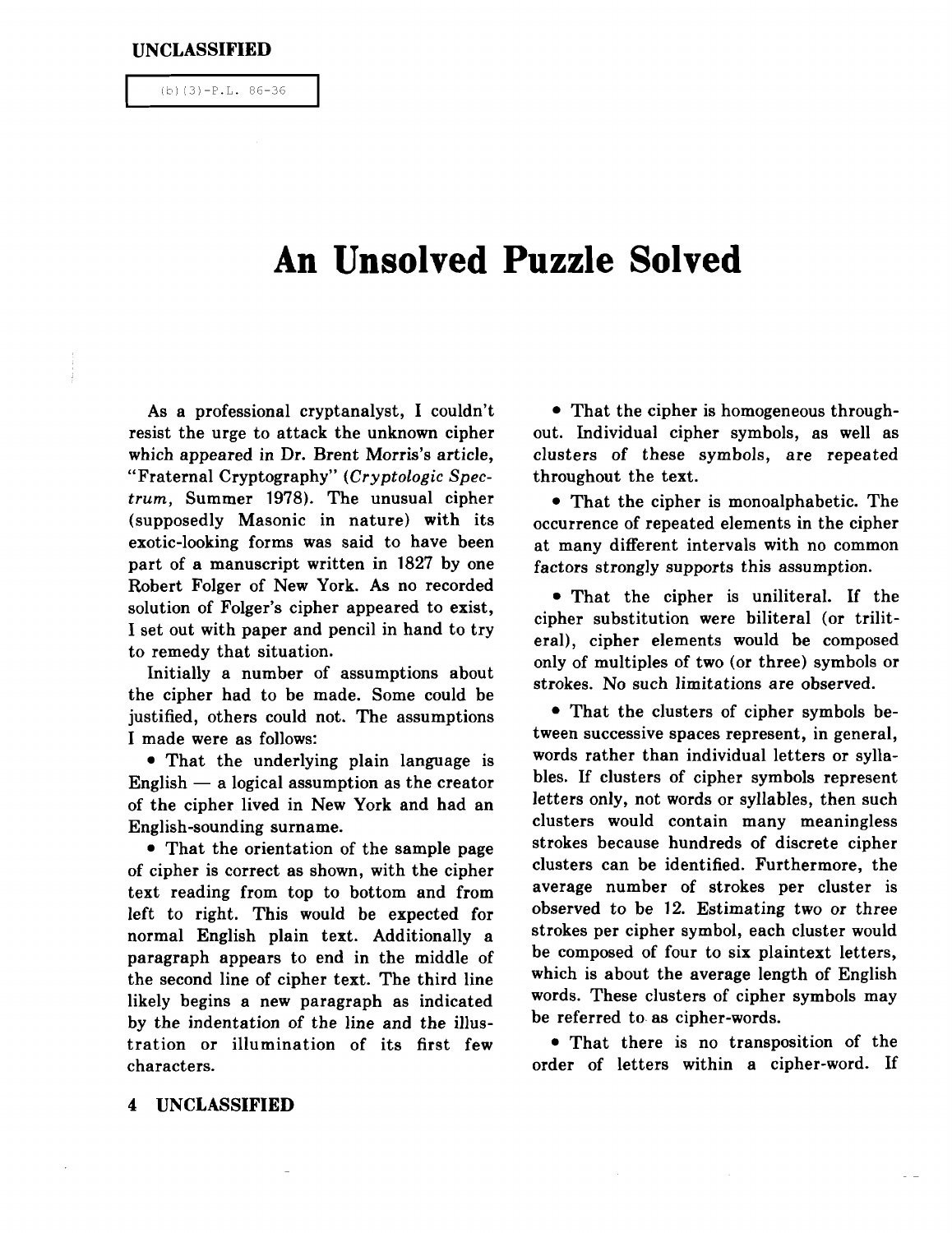UNCLASSIFIED

(b)(3)-P.L. 86-36

# An Unsolved Puzzle Solved

As a professional cryptanalyst, I couldn't resist the urge to attack the unknown cipher which appeared in Dr. Brent Morris's article, "Fraternal Cryptography" (*Cryptologic Spectrum*, Summer 1978). The unusual cipher (supposedly Masonic in nature) with its exotic-looking forms was said to have been part of a manuscript written in 1827 by one Robert Folger of New York. As no recorded solution of Folger's cipher appeared to exist, I set out with paper and pencil in hand to try to remedy that situation.

Initially a number of assumptions about the cipher had to be made. Some could be justified, others could not. The assumptions I made were as follows:

- That the underlying plain language is English — a logical assumption as the creator of the cipher lived in New York and had an English-sounding surname.
- That the orientation of the sample page of cipher is correct as shown, with the cipher text reading from top to bottom and from left to right. This would be expected for normal English plain text. Additionally a paragraph appears to end in the middle of the second line of cipher text. The third line likely begins a new paragraph as indicated by the indentation of the line and the illustration or illumination of its first few characters.
- That the cipher is homogeneous throughout. Individual cipher symbols, as well as clusters of these symbols, are repeated throughout the text.
- That the cipher is monoalphabetic. The occurrence of repeated elements in the cipher at many different intervals with no common factors strongly supports this assumption.
- That the cipher is uniliteral. If the cipher substitution were biliteral (or triliteral), cipher elements would be composed only of multiples of two (or three) symbols or strokes. No such limitations are observed.
- That the clusters of cipher symbols between successive spaces represent, in general, words rather than individual letters or syllables. If clusters of cipher symbols represent letters only, not words or syllables, then such clusters would contain many meaningless strokes because hundreds of discrete cipher clusters can be identified. Furthermore, the average number of strokes per cluster is observed to be 12. Estimating two or three strokes per cipher symbol, each cluster would be composed of four to six plaintext letters, which is about the average length of English words. These clusters of cipher symbols may be referred to as cipher-words.
- That there is no transposition of the order of letters within a cipher-word. If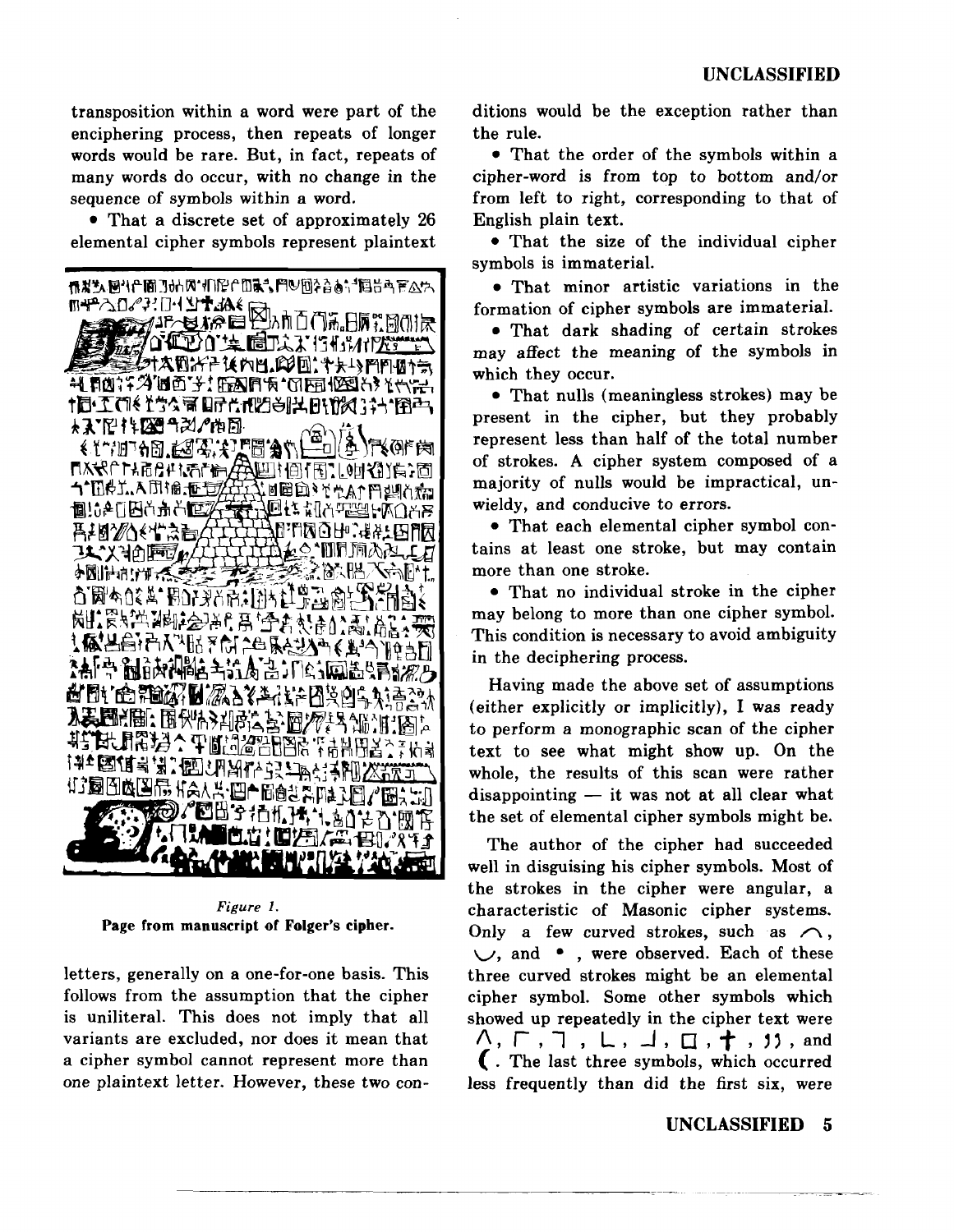transposition within a word were part of the enciphering process, then repeats of longer words would be rare. But, in fact, repeats of many words do occur, with no change in the sequence of symbols within a word.

- That a discrete set of approximately 26 elemental cipher symbols represent plaintext letters, generally on a one-for-one basis. This follows from the assumption that the cipher is uniliteral. This does not imply that all variants are excluded, nor does it mean that a cipher symbol cannot represent more than one plaintext letter. However, these two conditions would be the exception rather than the rule.

*Figure 1.*
**Page from manuscript of Folger's cipher.**

- That the order of the symbols within a cipher-word is from top to bottom and/or from left to right, corresponding to that of English plain text.
- That the size of the individual cipher symbols is immaterial.
- That minor artistic variations in the formation of cipher symbols are immaterial.
- That dark shading of certain strokes may affect the meaning of the symbols in which they occur.
- That nulls (meaningless strokes) may be present in the cipher, but they probably represent less than half of the total number of strokes. A cipher system composed of a majority of nulls would be impractical, unwieldy, and conducive to errors.
- That each elemental cipher symbol contains at least one stroke, but may contain more than one stroke.
- That no individual stroke in the cipher may belong to more than one cipher symbol. This condition is necessary to avoid ambiguity in the deciphering process.

Having made the above set of assumptions (either explicitly or implicitly), I was ready to perform a monographic scan of the cipher text to see what might show up. On the whole, the results of this scan were rather disappointing — it was not at all clear what the set of elemental cipher symbols might be.

The author of the cipher had succeeded well in disguising his cipher symbols. Most of the strokes in the cipher were angular, a characteristic of Masonic cipher systems. Only a few curved strokes, such as ⌒, ◡, and •, were observed. Each of these three curved strokes might be an elemental cipher symbol. Some other symbols which showed up repeatedly in the cipher text were Λ, ⌐, ¬, L, ⅃, □, ✝, ʅʅ, and (. The last three symbols, which occurred less frequently than did the first six, were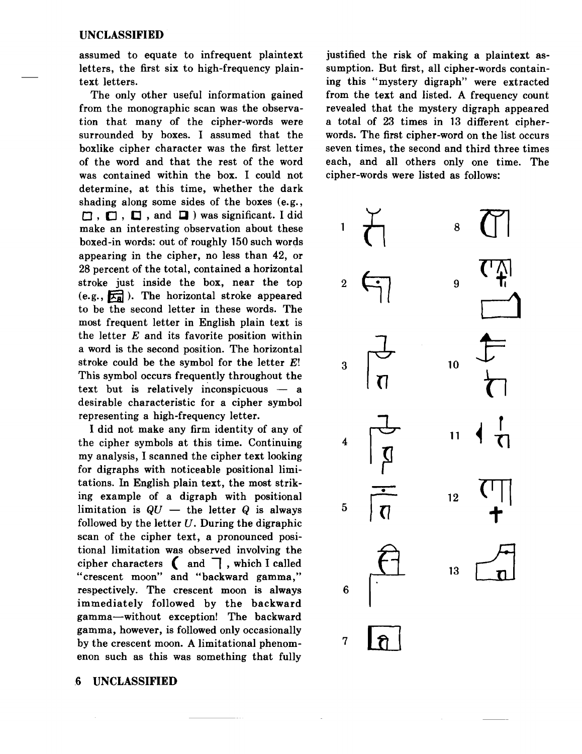assumed to equate to infrequent plaintext letters, the first six to high-frequency plaintext letters.

The only other useful information gained from the monographic scan was the observation that many of the cipher-words were surrounded by boxes. I assumed that the boxlike cipher character was the first letter of the word and that the rest of the word was contained within the box. I could not determine, at this time, whether the dark shading along some sides of the boxes (e.g., ☐ , ☐ , ☐ , and ☐ ) was significant. I did make an interesting observation about these boxed-in words: out of roughly 150 such words appearing in the cipher, no less than 42, or 28 percent of the total, contained a horizontal stroke just inside the box, near the top (e.g., ☐ ). The horizontal stroke appeared to be the second letter in these words. The most frequent letter in English plain text is the letter *E* and its favorite position within a word is the second position. The horizontal stroke could be the symbol for the letter *E*! This symbol occurs frequently throughout the text but is relatively inconspicuous — a desirable characteristic for a cipher symbol representing a high-frequency letter.

I did not make any firm identity of any of the cipher symbols at this time. Continuing my analysis, I scanned the cipher text looking for digraphs with noticeable positional limitations. In English plain text, the most striking example of a digraph with positional limitation is *QU* — the letter *Q* is always followed by the letter *U*. During the digraphic scan of the cipher text, a pronounced positional limitation was observed involving the cipher characters ( and ˥ , which I called "crescent moon" and "backward gamma," respectively. The crescent moon is always immediately followed by the backward gamma—without exception! The backward gamma, however, is followed only occasionally by the crescent moon. A limitational phenomenon such as this was something that fully justified the risk of making a plaintext assumption. But first, all cipher-words containing this "mystery digraph" were extracted from the text and listed. A frequency count revealed that the mystery digraph appeared a total of 23 times in 13 different cipher-words. The first cipher-word on the list occurs seven times, the second and third three times each, and all others only one time. The cipher-words were listed as follows:

1

2

3

4

5

6

7

8

9

10

11

12

13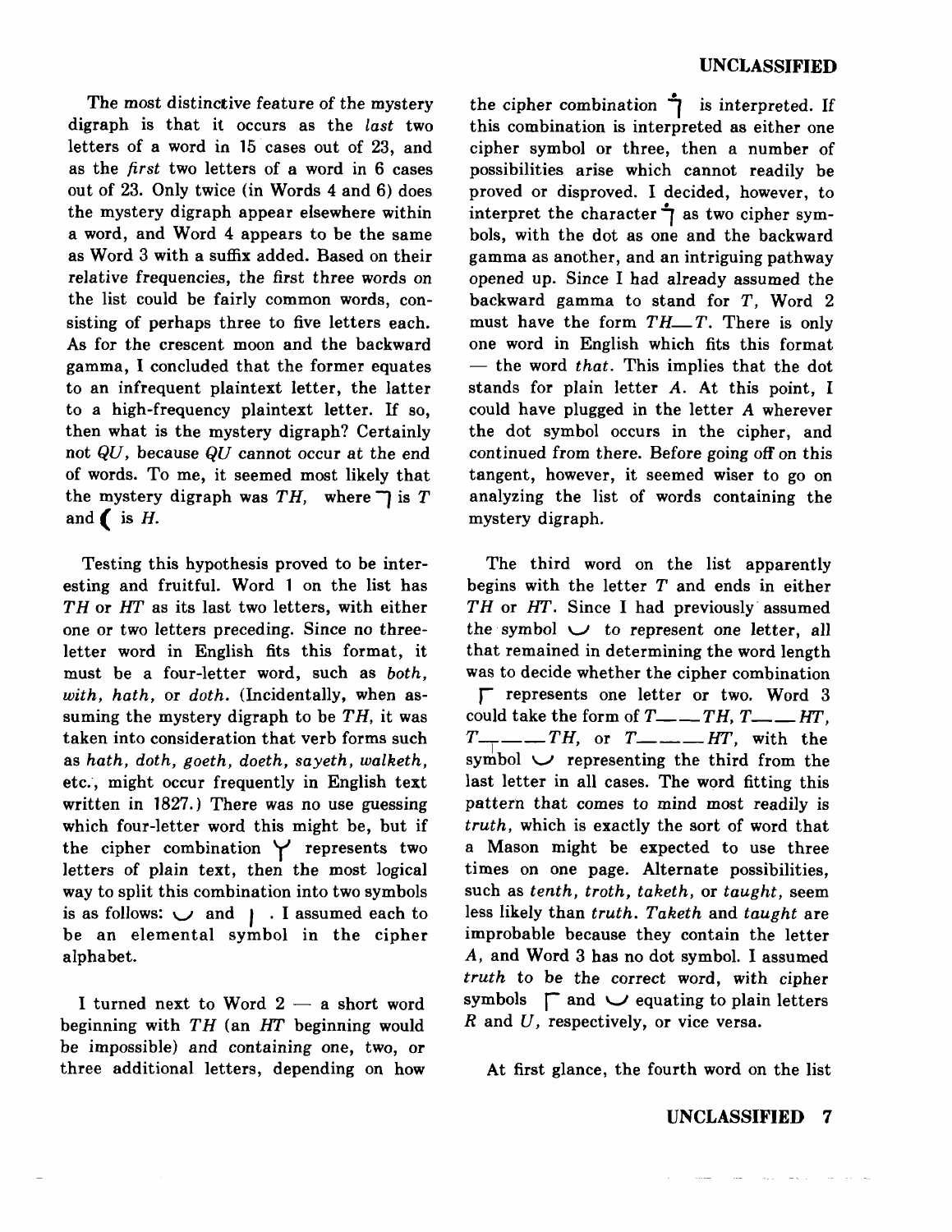The most distinctive feature of the mystery digraph is that it occurs as the *last* two letters of a word in 15 cases out of 23, and as the *first* two letters of a word in 6 cases out of 23. Only twice (in Words 4 and 6) does the mystery digraph appear elsewhere within a word, and Word 4 appears to be the same as Word 3 with a suffix added. Based on their relative frequencies, the first three words on the list could be fairly common words, consisting of perhaps three to five letters each. As for the crescent moon and the backward gamma, I concluded that the former equates to an infrequent plaintext letter, the latter to a high-frequency plaintext letter. If so, then what is the mystery digraph? Certainly not *QU*, because *QU* cannot occur at the end of words. To me, it seemed most likely that the mystery digraph was *TH*, where ˥ is *T* and ( is *H*.

Testing this hypothesis proved to be interesting and fruitful. Word 1 on the list has *TH* or *HT* as its last two letters, with either one or two letters preceding. Since no three-letter word in English fits this format, it must be a four-letter word, such as *both*, *with*, *hath*, or *doth*. (Incidentally, when assuming the mystery digraph to be *TH*, it was taken into consideration that verb forms such as *hath*, *doth*, *goeth*, *doeth*, *sayeth*, *walketh*, etc., might occur frequently in English text written in 1827.) There was no use guessing which four-letter word this might be, but if the cipher combination Y represents two letters of plain text, then the most logical way to split this combination into two symbols is as follows: ◡ and | . I assumed each to be an elemental symbol in the cipher alphabet.

I turned next to Word 2 — a short word beginning with *TH* (an *HT* beginning would be impossible) and containing one, two, or three additional letters, depending on how the cipher combination ˥̇ is interpreted. If this combination is interpreted as either one cipher symbol or three, then a number of possibilities arise which cannot readily be proved or disproved. I decided, however, to interpret the character ˥̇ as two cipher symbols, with the dot as one and the backward gamma as another, and an intriguing pathway opened up. Since I had already assumed the backward gamma to stand for *T*, Word 2 must have the form *TH*__*T*. There is only one word in English which fits this format — the word *that*. This implies that the dot stands for plain letter *A*. At this point, I could have plugged in the letter *A* wherever the dot symbol occurs in the cipher, and continued from there. Before going off on this tangent, however, it seemed wiser to go on analyzing the list of words containing the mystery digraph.

The third word on the list apparently begins with the letter *T* and ends in either *TH* or *HT*. Since I had previously assumed the symbol ◡ to represent one letter, all that remained in determining the word length was to decide whether the cipher combination ⌈ represents one letter or two. Word 3 could take the form of *T*__ __*TH*, *T*__ __*HT*, *T*__ __ __*TH*, or *T*__ __ __*HT*, with the symbol ◡ representing the third from the last letter in all cases. The word fitting this pattern that comes to mind most readily is *truth*, which is exactly the sort of word that a Mason might be expected to use three times on one page. Alternate possibilities, such as *tenth*, *troth*, *taketh*, or *taught*, seem less likely than *truth*. *Taketh* and *taught* are improbable because they contain the letter *A*, and Word 3 has no dot symbol. I assumed *truth* to be the correct word, with cipher symbols ⌈ and ◡ equating to plain letters *R* and *U*, respectively, or vice versa.

At first glance, the fourth word on the list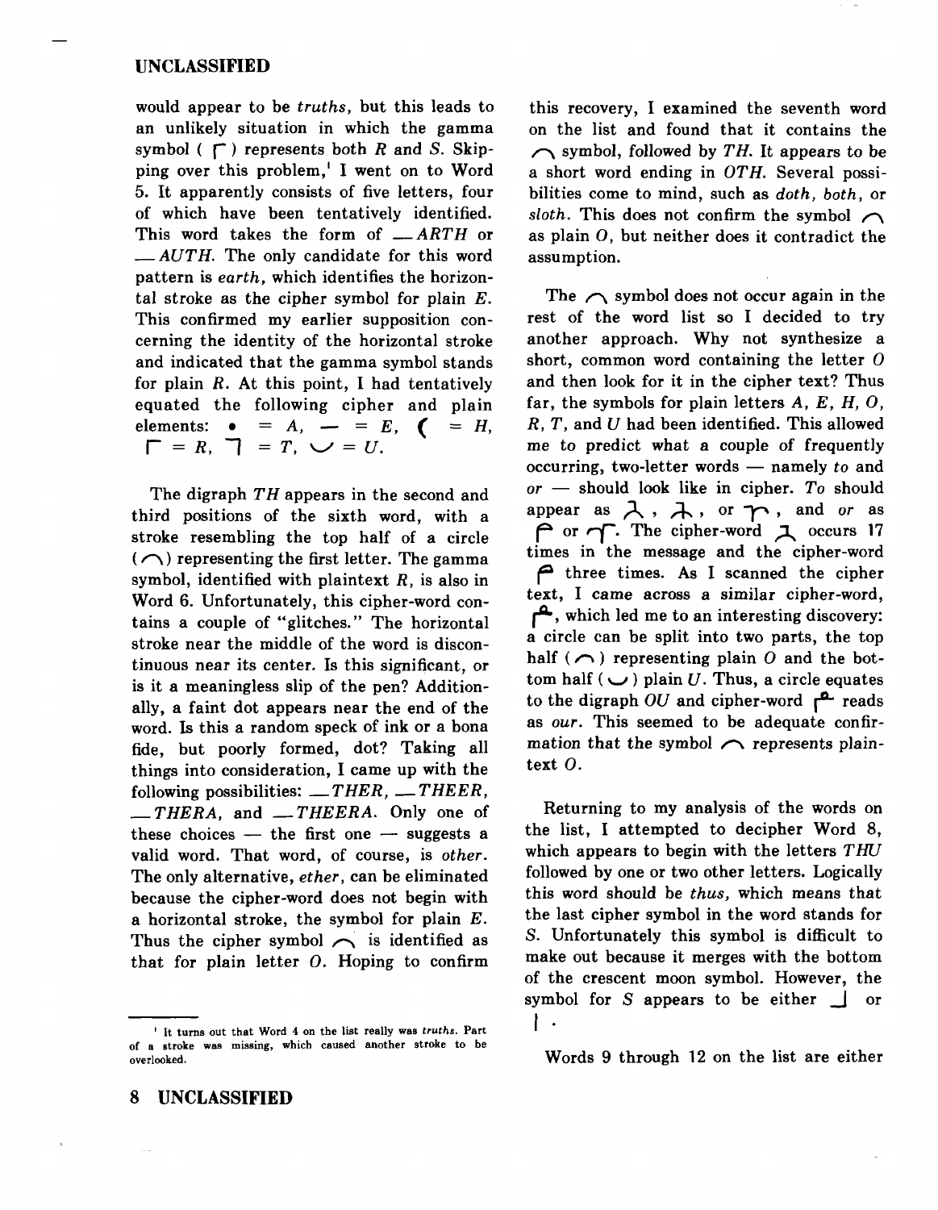would appear to be *truths*, but this leads to an unlikely situation in which the gamma symbol ( ┌ ) represents both *R* and *S*. Skipping over this problem,[1] I went on to Word 5. It apparently consists of five letters, four of which have been tentatively identified. This word takes the form of __*ARTH* or __*AUTH*. The only candidate for this word pattern is *earth*, which identifies the horizontal stroke as the cipher symbol for plain *E*. This confirmed my earlier supposition concerning the identity of the horizontal stroke and indicated that the gamma symbol stands for plain *R*. At this point, I had tentatively equated the following cipher and plain elements: • = *A*, — = *E*, ( = *H*, ┌ = *R*, ┐ = *T*, ◡ = *U*.

The digraph *TH* appears in the second and third positions of the sixth word, with a stroke resembling the top half of a circle (⌒) representing the first letter. The gamma symbol, identified with plaintext *R*, is also in Word 6. Unfortunately, this cipher-word contains a couple of "glitches." The horizontal stroke near the middle of the word is discontinuous near its center. Is this significant, or is it a meaningless slip of the pen? Additionally, a faint dot appears near the end of the word. Is this a random speck of ink or a bona fide, but poorly formed, dot? Taking all things into consideration, I came up with the following possibilities: __*THER*, __*THEER*, __*THERA*, and __*THEERA*. Only one of these choices — the first one — suggests a valid word. That word, of course, is *other*. The only alternative, *ether*, can be eliminated because the cipher-word does not begin with a horizontal stroke, the symbol for plain *E*. Thus the cipher symbol ⌒ is identified as that for plain letter *O*. Hoping to confirm this recovery, I examined the seventh word on the list and found that it contains the ⌒ symbol, followed by *TH*. It appears to be a short word ending in *OTH*. Several possibilities come to mind, such as *doth*, *both*, or *sloth*. This does not confirm the symbol ⌒ as plain *O*, but neither does it contradict the assumption.

The ⌒ symbol does not occur again in the rest of the word list so I decided to try another approach. Why not synthesize a short, common word containing the letter *O* and then look for it in the cipher text? Thus far, the symbols for plain letters *A*, *E*, *H*, *O*, *R*, *T*, and *U* had been identified. This allowed me to predict what a couple of frequently occurring, two-letter words — namely *to* and *or* — should look like in cipher. *To* should appear as ⅄, ⅄, or ┬⌒, and *or* as ⌒┌ or ⌒┌. The cipher-word ⅄ occurs 17 times in the message and the cipher-word ⌒┌ three times. As I scanned the cipher text, I came across a similar cipher-word, ┌°, which led me to an interesting discovery: a circle can be split into two parts, the top half (⌒) representing plain *O* and the bottom half (◡) plain *U*. Thus, a circle equates to the digraph *OU* and cipher-word ┌° reads as *our*. This seemed to be adequate confirmation that the symbol ⌒ represents plaintext *O*.

Returning to my analysis of the words on the list, I attempted to decipher Word 8, which appears to begin with the letters *THU* followed by one or two other letters. Logically this word should be *thus*, which means that the last cipher symbol in the word stands for *S*. Unfortunately this symbol is difficult to make out because it merges with the bottom of the crescent moon symbol. However, the symbol for *S* appears to be either ┘ or | .

Words 9 through 12 on the list are either

[1] It turns out that Word 4 on the list really was *truths*. Part of a stroke was missing, which caused another stroke to be overlooked.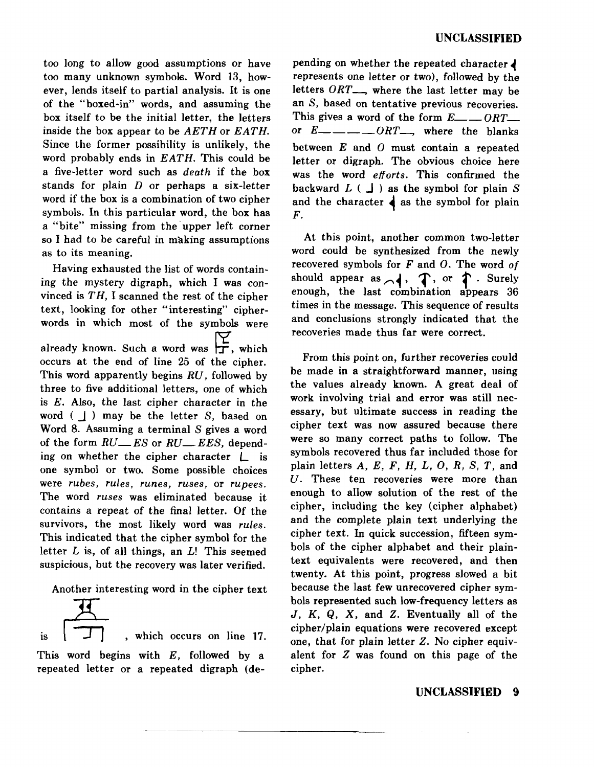too long to allow good assumptions or have too many unknown symbols. Word 13, however, lends itself to partial analysis. It is one of the "boxed-in" words, and assuming the box itself to be the initial letter, the letters inside the box appear to be *AETH* or *EATH*. Since the former possibility is unlikely, the word probably ends in *EATH*. This could be a five-letter word such as *death* if the box stands for plain *D* or perhaps a six-letter word if the box is a combination of two cipher symbols. In this particular word, the box has a "bite" missing from the upper left corner so I had to be careful in making assumptions as to its meaning.

Having exhausted the list of words containing the mystery digraph, which I was convinced is *TH*, I scanned the rest of the cipher text, looking for other "interesting" cipher-words in which most of the symbols were already known. Such a word was [cipher symbol], which occurs at the end of line 25 of the cipher. This word apparently begins *RU*, followed by three to five additional letters, one of which is *E*. Also, the last cipher character in the word ( ⅃ ) may be the letter *S*, based on Word 8. Assuming a terminal *S* gives a word of the form *RU__ES* or *RU__EES*, depending on whether the cipher character L is one symbol or two. Some possible choices were *rubes*, *rules*, *runes*, *ruses*, or *rupees*. The word *ruses* was eliminated because it contains a repeat of the final letter. Of the survivors, the most likely word was *rules*. This indicated that the cipher symbol for the letter *L* is, of all things, an *L*! This seemed suspicious, but the recovery was later verified.

Another interesting word in the cipher text is [cipher symbol], which occurs on line 17. This word begins with *E*, followed by a repeated letter or a repeated digraph (depending on whether the repeated character [cipher symbol] represents one letter or two), followed by the letters *ORT__*, where the last letter may be an *S*, based on tentative previous recoveries. This gives a word of the form *E____ORT__* or *E________ORT__*, where the blanks between *E* and *O* must contain a repeated letter or digraph. The obvious choice here was the word *efforts*. This confirmed the backward *L* ( ⅃ ) as the symbol for plain *S* and the character [cipher symbol] as the symbol for plain *F*.

At this point, another common two-letter word could be synthesized from the newly recovered symbols for *F* and *O*. The word *of* should appear as [cipher symbol], [cipher symbol], or [cipher symbol]. Surely enough, the last combination appears 36 times in the message. This sequence of results and conclusions strongly indicated that the recoveries made thus far were correct.

From this point on, further recoveries could be made in a straightforward manner, using the values already known. A great deal of work involving trial and error was still necessary, but ultimate success in reading the cipher text was now assured because there were so many correct paths to follow. The symbols recovered thus far included those for plain letters *A*, *E*, *F*, *H*, *L*, *O*, *R*, *S*, *T*, and *U*. These ten recoveries were more than enough to allow solution of the rest of the cipher, including the key (cipher alphabet) and the complete plain text underlying the cipher text. In quick succession, fifteen symbols of the cipher alphabet and their plaintext equivalents were recovered, and then twenty. At this point, progress slowed a bit because the last few unrecovered cipher symbols represented such low-frequency letters as *J*, *K*, *Q*, *X*, and *Z*. Eventually all of the cipher/plain equations were recovered except one, that for plain letter *Z*. No cipher equivalent for *Z* was found on this page of the cipher.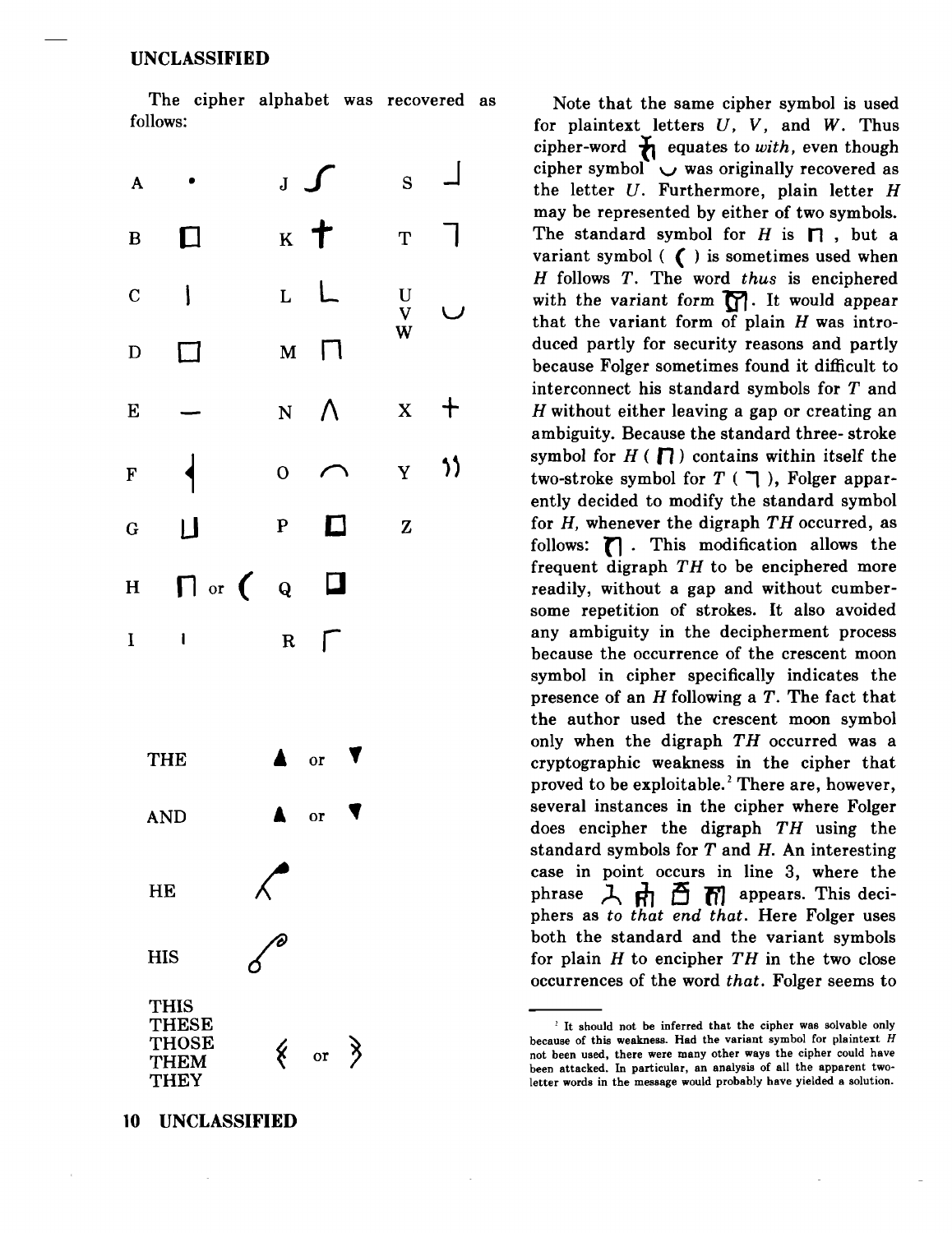The cipher alphabet was recovered as follows:

| | | | | | |
|---|---|---|---|---|---|
| A | • | J | ʃ | S | ⅃ |
| B | ◻ | K | † | T | ˥ |
| C | \| | L | L | U V W | ∪ |
| D | □ | M | ⊓ | | |
| E | — | N | Λ | X | + |
| F | ⫞ | O | ⌒ | Y | ʾʾ |
| G | ⊔ | P | ◻ | Z | |
| H | ⊓ or ( | Q | ◻ | | |
| I | ı | R | ⌈ | | |

| | |
|---|---|
| THE | ▲ or ▼ |
| AND | ▲ or ▼ |
| HE | (symbol) |
| HIS | (symbol) |
| THIS THESE THOSE THEM THEY | (symbol) or (symbol) |

Note that the same cipher symbol is used for plaintext letters *U, V,* and *W*. Thus cipher-word (symbol) equates to *with,* even though cipher symbol ∪ was originally recovered as the letter *U*. Furthermore, plain letter *H* may be represented by either of two symbols. The standard symbol for *H* is ⊓ , but a variant symbol ( ( ) is sometimes used when *H* follows *T*. The word *thus* is enciphered with the variant form (symbol). It would appear that the variant form of plain *H* was introduced partly for security reasons and partly because Folger sometimes found it difficult to interconnect his standard symbols for *T* and *H* without either leaving a gap or creating an ambiguity. Because the standard three-stroke symbol for *H* ( ⊓ ) contains within itself the two-stroke symbol for *T* ( ˥ ), Folger apparently decided to modify the standard symbol for *H*, whenever the digraph *TH* occurred, as follows: (symbol) . This modification allows the frequent digraph *TH* to be enciphered more readily, without a gap and without cumbersome repetition of strokes. It also avoided any ambiguity in the decipherment process because the occurrence of the crescent moon symbol in cipher specifically indicates the presence of an *H* following a *T*. The fact that the author used the crescent moon symbol only when the digraph *TH* occurred was a cryptographic weakness in the cipher that proved to be exploitable.[2] There are, however, several instances in the cipher where Folger does encipher the digraph *TH* using the standard symbols for *T* and *H*. An interesting case in point occurs in line 3, where the phrase (symbols) appears. This deciphers as *to that end that*. Here Folger uses both the standard and the variant symbols for plain *H* to encipher *TH* in the two close occurrences of the word *that*. Folger seems to

[2] It should not be inferred that the cipher was solvable only because of this weakness. Had the variant symbol for plaintext *H* not been used, there were many other ways the cipher could have been attacked. In particular, an analysis of all the apparent two-letter words in the message would probably have yielded a solution.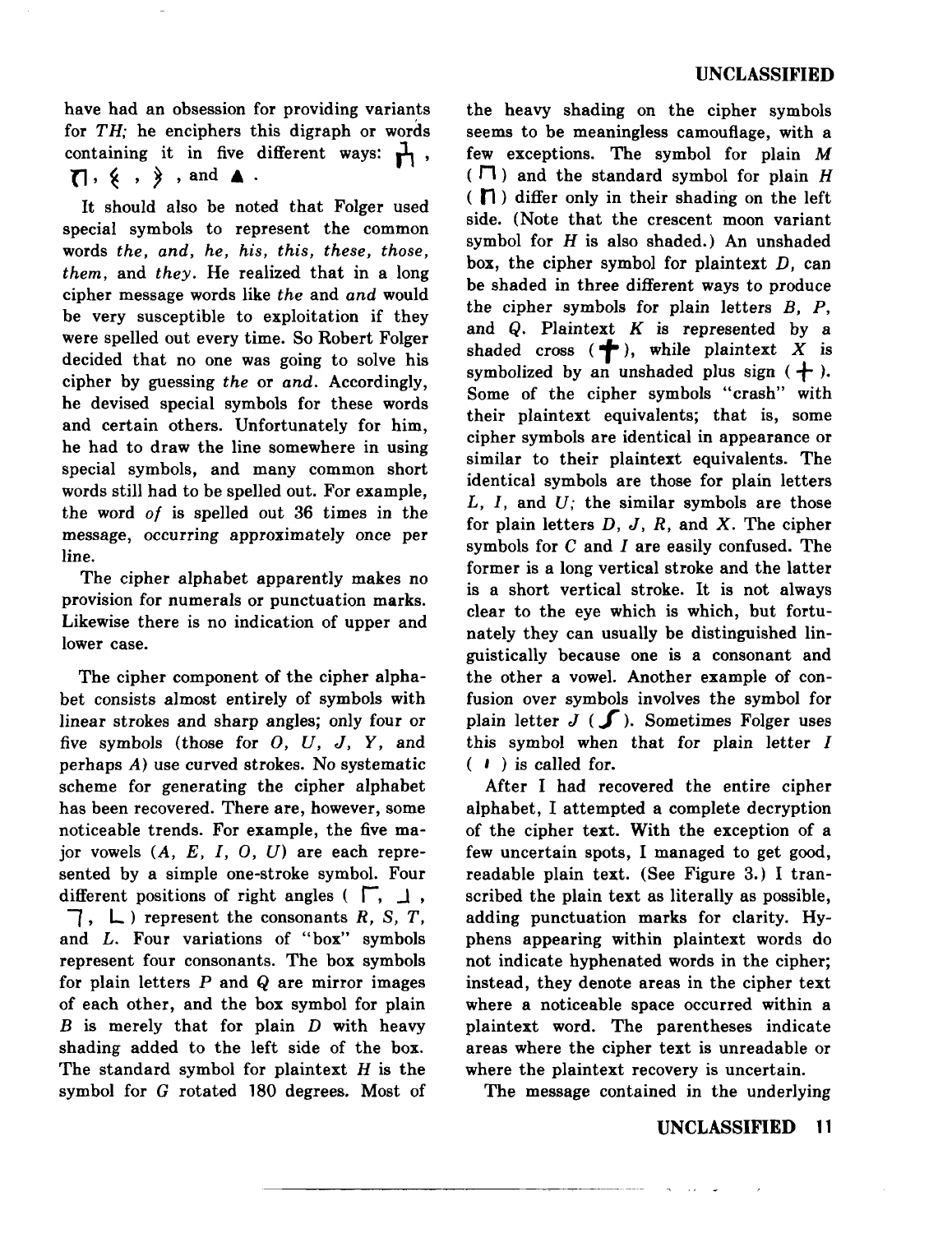have had an obsession for providing variants for *TH;* he enciphers this digraph or words containing it in five different ways: ⅃ͳ, ⊓, ⪥, ⪦, and ▲.

It should also be noted that Folger used special symbols to represent the common words *the, and, he, his, this, these, those, them,* and *they.* He realized that in a long cipher message words like *the* and *and* would be very susceptible to exploitation if they were spelled out every time. So Robert Folger decided that no one was going to solve his cipher by guessing *the* or *and.* Accordingly, he devised special symbols for these words and certain others. Unfortunately for him, he had to draw the line somewhere in using special symbols, and many common short words still had to be spelled out. For example, the word *of* is spelled out 36 times in the message, occurring approximately once per line.

The cipher alphabet apparently makes no provision for numerals or punctuation marks. Likewise there is no indication of upper and lower case.

The cipher component of the cipher alphabet consists almost entirely of symbols with linear strokes and sharp angles; only four or five symbols (those for *O, U, J, Y,* and perhaps *A*) use curved strokes. No systematic scheme for generating the cipher alphabet has been recovered. There are, however, some noticeable trends. For example, the five major vowels (*A, E, I, O, U*) are each represented by a simple one-stroke symbol. Four different positions of right angles ( ┌, ┘, ┐, └ ) represent the consonants *R, S, T,* and *L.* Four variations of "box" symbols represent four consonants. The box symbols for plain letters *P* and *Q* are mirror images of each other, and the box symbol for plain *B* is merely that for plain *D* with heavy shading added to the left side of the box. The standard symbol for plaintext *H* is the symbol for *G* rotated 180 degrees. Most of the heavy shading on the cipher symbols seems to be meaningless camouflage, with a few exceptions. The symbol for plain *M* ( ⊓ ) and the standard symbol for plain *H* ( ⊓ ) differ only in their shading on the left side. (Note that the crescent moon variant symbol for *H* is also shaded.) An unshaded box, the cipher symbol for plaintext *D,* can be shaded in three different ways to produce the cipher symbols for plain letters *B, P,* and *Q.* Plaintext *K* is represented by a shaded cross ( ✝ ), while plaintext *X* is symbolized by an unshaded plus sign ( + ). Some of the cipher symbols "crash" with their plaintext equivalents; that is, some cipher symbols are identical in appearance or similar to their plaintext equivalents. The identical symbols are those for plain letters *L, I,* and *U;* the similar symbols are those for plain letters *D, J, R,* and *X.* The cipher symbols for *C* and *I* are easily confused. The former is a long vertical stroke and the latter is a short vertical stroke. It is not always clear to the eye which is which, but fortunately they can usually be distinguished linguistically because one is a consonant and the other a vowel. Another example of confusion over symbols involves the symbol for plain letter *J* ( ʃ ). Sometimes Folger uses this symbol when that for plain letter *I* ( ı ) is called for.

After I had recovered the entire cipher alphabet, I attempted a complete decryption of the cipher text. With the exception of a few uncertain spots, I managed to get good, readable plain text. (See Figure 3.) I transcribed the plain text as literally as possible, adding punctuation marks for clarity. Hyphens appearing within plaintext words do not indicate hyphenated words in the cipher; instead, they denote areas in the cipher text where a noticeable space occurred within a plaintext word. The parentheses indicate areas where the cipher text is unreadable or where the plaintext recovery is uncertain.

The message contained in the underlying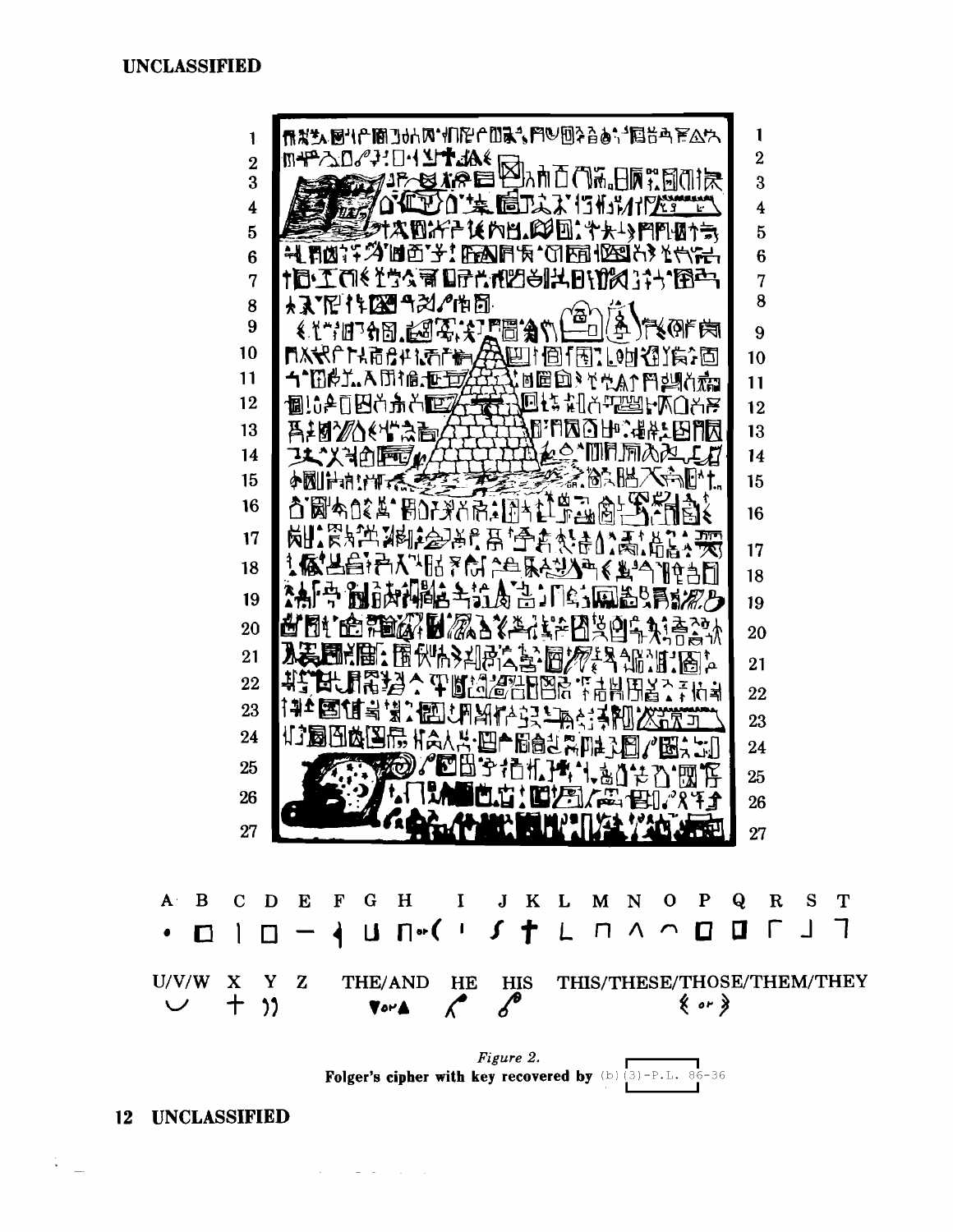A B C D E F G H I J K L M N O P Q R S T

U/V/W X Y Z THE/AND HE HIS THIS/THESE/THOSE/THEM/THEY

*Figure 2.*

**Folger's cipher with key recovered by** (b)(3)-P.L. 86-36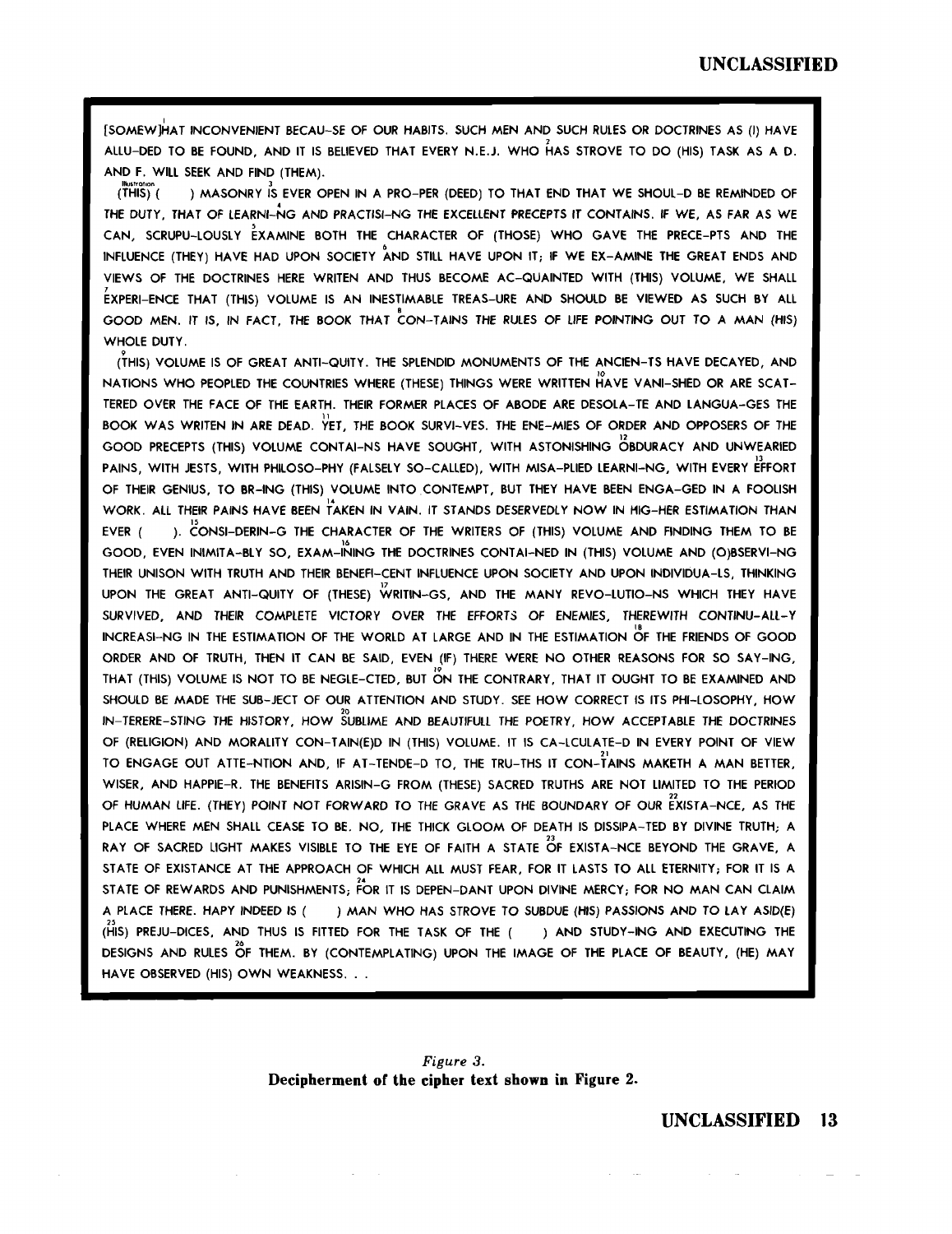[SOMEW]HAT INCONVENIENT BECAU-SE OF OUR HABITS. SUCH MEN AND SUCH RULES OR DOCTRINES AS (I) HAVE ALLU-DED TO BE FOUND, AND IT IS BELIEVED THAT EVERY N.E.J. WHO HAS STROVE TO DO (HIS) TASK AS A D. AND F. WILL SEEK AND FIND (THEM).

(THIS) ( ) MASONRY IS EVER OPEN IN A PRO-PER (DEED) TO THAT END THAT WE SHOUL-D BE REMINDED OF THE DUTY, THAT OF LEARNI-NG AND PRACTISI-NG THE EXCELLENT PRECEPTS IT CONTAINS. IF WE, AS FAR AS WE CAN, SCRUPU-LOUSLY EXAMINE BOTH THE CHARACTER OF (THOSE) WHO GAVE THE PRECE-PTS AND THE INFLUENCE (THEY) HAVE HAD UPON SOCIETY AND STILL HAVE UPON IT; IF WE EX-AMINE THE GREAT ENDS AND VIEWS OF THE DOCTRINES HERE WRITEN AND THUS BECOME AC-QUAINTED WITH (THIS) VOLUME, WE SHALL EXPERI-ENCE THAT (THIS) VOLUME IS AN INESTIMABLE TREAS-URE AND SHOULD BE VIEWED AS SUCH BY ALL GOOD MEN. IT IS, IN FACT, THE BOOK THAT CON-TAINS THE RULES OF LIFE POINTING OUT TO A MAN (HIS) WHOLE DUTY.

(THIS) VOLUME IS OF GREAT ANTI-QUITY. THE SPLENDID MONUMENTS OF THE ANCIEN-TS HAVE DECAYED, AND NATIONS WHO PEOPLED THE COUNTRIES WHERE (THESE) THINGS WERE WRITTEN HAVE VANI-SHED OR ARE SCAT-TERED OVER THE FACE OF THE EARTH. THEIR FORMER PLACES OF ABODE ARE DESOLA-TE AND LANGUA-GES THE BOOK WAS WRITEN IN ARE DEAD. YET, THE BOOK SURVI-VES. THE ENE-MIES OF ORDER AND OPPOSERS OF THE GOOD PRECEPTS (THIS) VOLUME CONTAI-NS HAVE SOUGHT, WITH ASTONISHING OBDURACY AND UNWEARIED PAINS, WITH JESTS, WITH PHILOSO-PHY (FALSELY SO-CALLED), WITH MISA-PLIED LEARNI-NG, WITH EVERY EFFORT OF THEIR GENIUS, TO BR-ING (THIS) VOLUME INTO CONTEMPT, BUT THEY HAVE BEEN ENGA-GED IN A FOOLISH WORK. ALL THEIR PAINS HAVE BEEN TAKEN IN VAIN. IT STANDS DESERVEDLY NOW IN HIG-HER ESTIMATION THAN EVER ( ). CONSI-DERIN-G THE CHARACTER OF THE WRITERS OF (THIS) VOLUME AND FINDING THEM TO BE GOOD, EVEN INIMITA-BLY SO, EXAM-INING THE DOCTRINES CONTAI-NED IN (THIS) VOLUME AND (O)BSERVI-NG THEIR UNISON WITH TRUTH AND THEIR BENEFI-CENT INFLUENCE UPON SOCIETY AND UPON INDIVIDUA-LS, THINKING UPON THE GREAT ANTI-QUITY OF (THESE) WRITIN-GS, AND THE MANY REVO-LUTIO-NS WHICH THEY HAVE SURVIVED, AND THEIR COMPLETE VICTORY OVER THE EFFORTS OF ENEMIES, THEREWITH CONTINU-ALL-Y INCREASI-NG IN THE ESTIMATION OF THE WORLD AT LARGE AND IN THE ESTIMATION OF THE FRIENDS OF GOOD ORDER AND OF TRUTH, THEN IT CAN BE SAID, EVEN (IF) THERE WERE NO OTHER REASONS FOR SO SAY-ING, THAT (THIS) VOLUME IS NOT TO BE NEGLE-CTED, BUT ON THE CONTRARY, THAT IT OUGHT TO BE EXAMINED AND SHOULD BE MADE THE SUB-JECT OF OUR ATTENTION AND STUDY. SEE HOW CORRECT IS ITS PHI-LOSOPHY, HOW IN-TERERE-STING THE HISTORY, HOW SUBLIME AND BEAUTIFULL THE POETRY, HOW ACCEPTABLE THE DOCTRINES OF (RELIGION) AND MORALITY CON-TAIN(E)D IN (THIS) VOLUME. IT IS CA-LCULATE-D IN EVERY POINT OF VIEW TO ENGAGE OUT ATTE-NTION AND, IF AT-TENDE-D TO, THE TRU-THS IT CON-TAINS MAKETH A MAN BETTER, WISER, AND HAPPIE-R. THE BENEFITS ARISIN-G FROM (THESE) SACRED TRUTHS ARE NOT LIMITED TO THE PERIOD OF HUMAN LIFE. (THEY) POINT NOT FORWARD TO THE GRAVE AS THE BOUNDARY OF OUR EXISTA-NCE, AS THE PLACE WHERE MEN SHALL CEASE TO BE. NO, THE THICK GLOOM OF DEATH IS DISSIPA-TED BY DIVINE TRUTH; A RAY OF SACRED LIGHT MAKES VISIBLE TO THE EYE OF FAITH A STATE OF EXISTA-NCE BEYOND THE GRAVE, A STATE OF EXISTANCE AT THE APPROACH OF WHICH ALL MUST FEAR, FOR IT LASTS TO ALL ETERNITY; FOR IT IS A STATE OF REWARDS AND PUNISHMENTS; FOR IT IS DEPEN-DANT UPON DIVINE MERCY; FOR NO MAN CAN CLAIM A PLACE THERE. HAPY INDEED IS ( ) MAN WHO HAS STROVE TO SUBDUE (HIS) PASSIONS AND TO LAY ASID(E) (HIS) PREJU-DICES, AND THUS IS FITTED FOR THE TASK OF THE ( ) AND STUDY-ING AND EXECUTING THE DESIGNS AND RULES OF THEM. BY (CONTEMPLATING) UPON THE IMAGE OF THE PLACE OF BEAUTY, (HE) MAY HAVE OBSERVED (HIS) OWN WEAKNESS. . .

*Figure 3.*
**Decipherment of the cipher text shown in Figure 2.**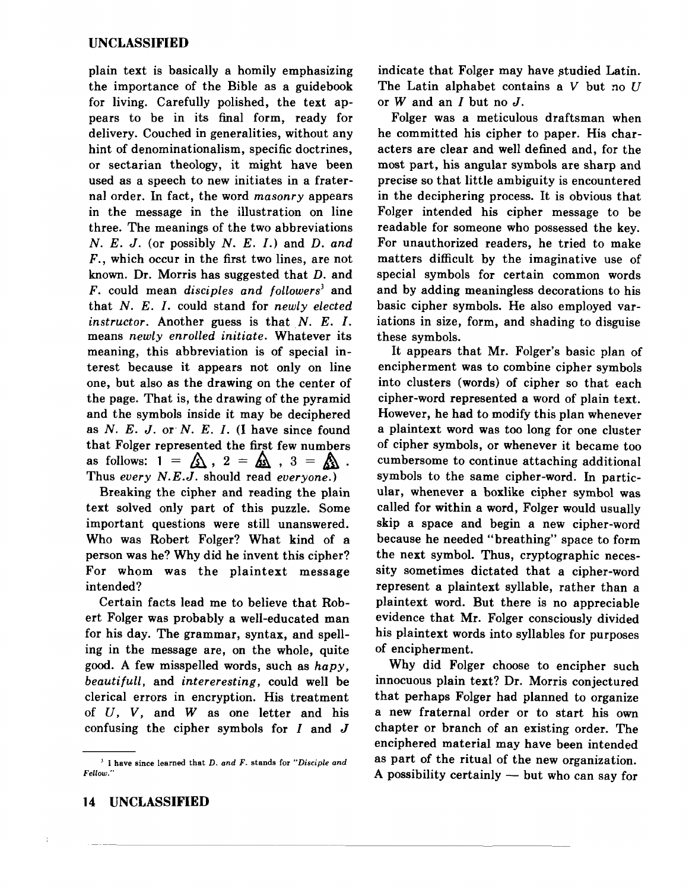plain text is basically a homily emphasizing the importance of the Bible as a guidebook for living. Carefully polished, the text appears to be in its final form, ready for delivery. Couched in generalities, without any hint of denominationalism, specific doctrines, or sectarian theology, it might have been used as a speech to new initiates in a fraternal order. In fact, the word *masonry* appears in the message in the illustration on line three. The meanings of the two abbreviations *N. E. J.* (or possibly *N. E. I.*) and *D. and F.*, which occur in the first two lines, are not known. Dr. Morris has suggested that *D.* and *F.* could mean *disciples and followers*[3] and that *N. E. I.* could stand for *newly elected instructor*. Another guess is that *N. E. I.* means *newly enrolled initiate*. Whatever its meaning, this abbreviation is of special interest because it appears not only on line one, but also as the drawing on the center of the page. That is, the drawing of the pyramid and the symbols inside it may be deciphered as *N. E. J.* or *N. E. I.* (I have since found that Folger represented the first few numbers as follows: 1 = △, 2 = △, 3 = △. Thus *every N.E.J.* should read *everyone*.)

Breaking the cipher and reading the plain text solved only part of this puzzle. Some important questions were still unanswered. Who was Robert Folger? What kind of a person was he? Why did he invent this cipher? For whom was the plaintext message intended?

Certain facts lead me to believe that Robert Folger was probably a well-educated man for his day. The grammar, syntax, and spelling in the message are, on the whole, quite good. A few misspelled words, such as *hapy*, *beautifull*, and *intereresting*, could well be clerical errors in encryption. His treatment of *U*, *V*, and *W* as one letter and his confusing the cipher symbols for *I* and *J* indicate that Folger may have studied Latin. The Latin alphabet contains a *V* but no *U* or *W* and an *I* but no *J*.

Folger was a meticulous draftsman when he committed his cipher to paper. His characters are clear and well defined and, for the most part, his angular symbols are sharp and precise so that little ambiguity is encountered in the deciphering process. It is obvious that Folger intended his cipher message to be readable for someone who possessed the key. For unauthorized readers, he tried to make matters difficult by the imaginative use of special symbols for certain common words and by adding meaningless decorations to his basic cipher symbols. He also employed variations in size, form, and shading to disguise these symbols.

It appears that Mr. Folger's basic plan of encipherment was to combine cipher symbols into clusters (words) of cipher so that each cipher-word represented a word of plain text. However, he had to modify this plan whenever a plaintext word was too long for one cluster of cipher symbols, or whenever it became too cumbersome to continue attaching additional symbols to the same cipher-word. In particular, whenever a boxlike cipher symbol was called for within a word, Folger would usually skip a space and begin a new cipher-word because he needed "breathing" space to form the next symbol. Thus, cryptographic necessity sometimes dictated that a cipher-word represent a plaintext syllable, rather than a plaintext word. But there is no appreciable evidence that Mr. Folger consciously divided his plaintext words into syllables for purposes of encipherment.

Why did Folger choose to encipher such innocuous plain text? Dr. Morris conjectured that perhaps Folger had planned to organize a new fraternal order or to start his own chapter or branch of an existing order. The enciphered material may have been intended as part of the ritual of the new organization. A possibility certainly — but who can say for

[3] I have since learned that *D. and F.* stands for *"Disciple and Fellow."*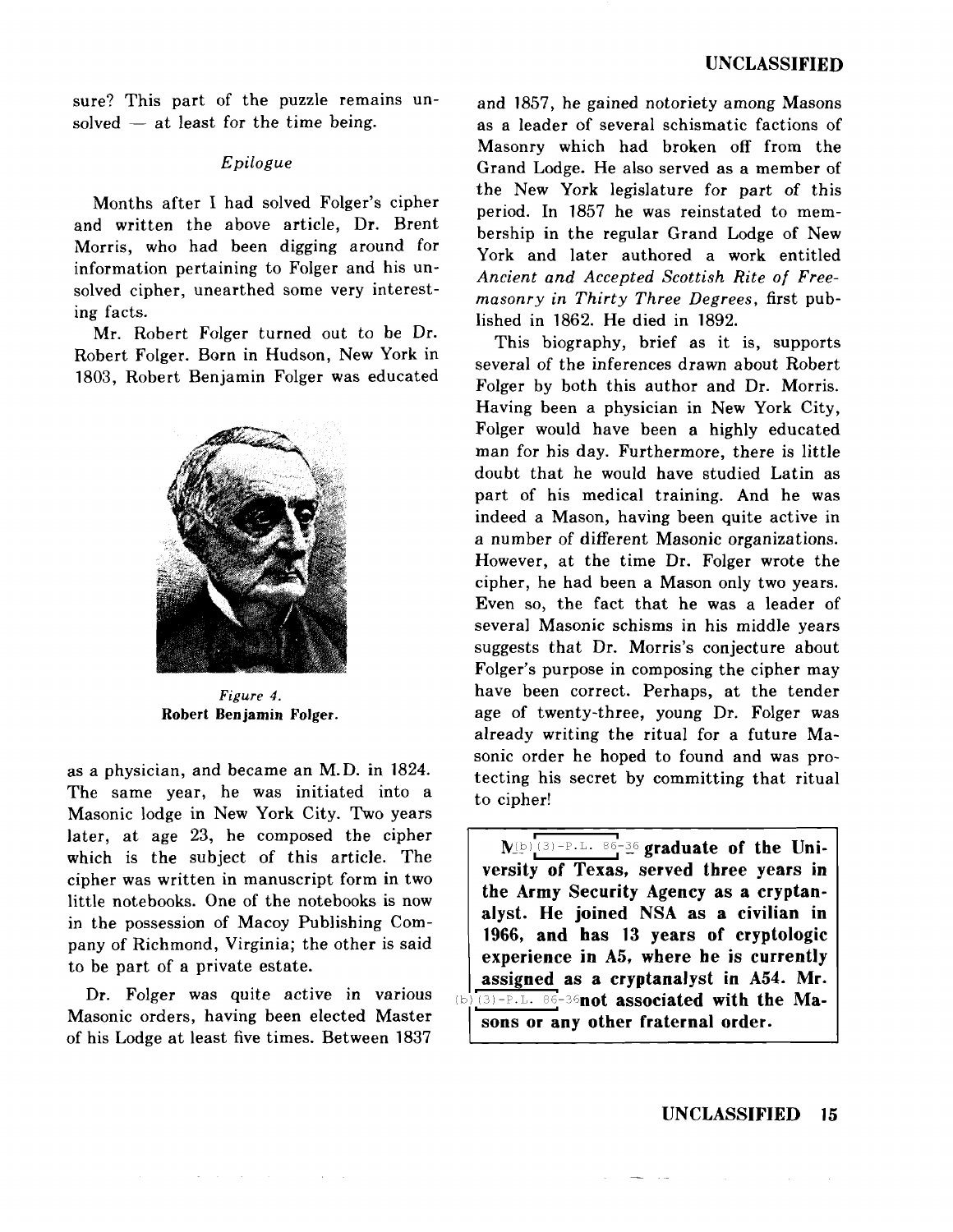sure? This part of the puzzle remains unsolved — at least for the time being.

### *Epilogue*

Months after I had solved Folger's cipher and written the above article, Dr. Brent Morris, who had been digging around for information pertaining to Folger and his unsolved cipher, unearthed some very interesting facts.

Mr. Robert Folger turned out to be Dr. Robert Folger. Born in Hudson, New York in 1803, Robert Benjamin Folger was educated as a physician, and became an M.D. in 1824. The same year, he was initiated into a Masonic lodge in New York City. Two years later, at age 23, he composed the cipher which is the subject of this article. The cipher was written in manuscript form in two little notebooks. One of the notebooks is now in the possession of Macoy Publishing Company of Richmond, Virginia; the other is said to be part of a private estate.

*Figure 4.*
**Robert Benjamin Folger.**

Dr. Folger was quite active in various Masonic orders, having been elected Master of his Lodge at least five times. Between 1837 and 1857, he gained notoriety among Masons as a leader of several schismatic factions of Masonry which had broken off from the Grand Lodge. He also served as a member of the New York legislature for part of this period. In 1857 he was reinstated to membership in the regular Grand Lodge of New York and later authored a work entitled *Ancient and Accepted Scottish Rite of Freemasonry in Thirty Three Degrees*, first published in 1862. He died in 1892.

This biography, brief as it is, supports several of the inferences drawn about Robert Folger by both this author and Dr. Morris. Having been a physician in New York City, Folger would have been a highly educated man for his day. Furthermore, there is little doubt that he would have studied Latin as part of his medical training. And he was indeed a Mason, having been quite active in a number of different Masonic organizations. However, at the time Dr. Folger wrote the cipher, he had been a Mason only two years. Even so, the fact that he was a leader of several Masonic schisms in his middle years suggests that Dr. Morris's conjecture about Folger's purpose in composing the cipher may have been correct. Perhaps, at the tender age of twenty-three, young Dr. Folger was already writing the ritual for a future Masonic order he hoped to found and was protecting his secret by committing that ritual to cipher!

**M(b)(3)-P.L. 86-36 graduate of the University of Texas, served three years in the Army Security Agency as a cryptanalyst. He joined NSA as a civilian in 1966, and has 13 years of cryptologic experience in A5, where he is currently assigned as a cryptanalyst in A54. Mr. (b)(3)-P.L. 86-36 not associated with the Masons or any other fraternal order.**